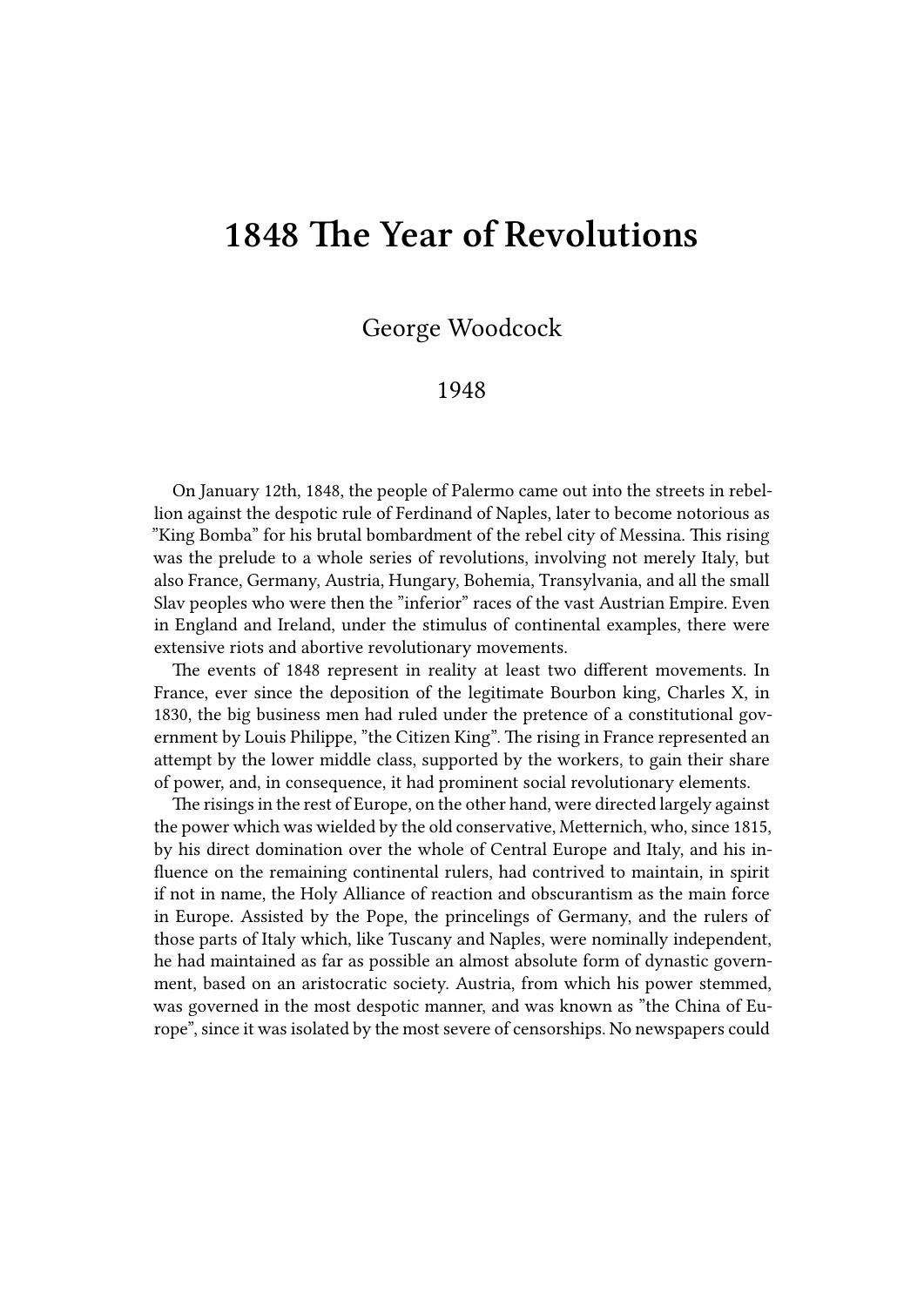# 1848 The Year of Revolutions

George Woodcock

1948

On January 12th, 1848, the people of Palermo came out into the streets in rebellion against the despotic rule of Ferdinand of Naples, later to become notorious as "King Bomba" for his brutal bombardment of the rebel city of Messina. This rising was the prelude to a whole series of revolutions, involving not merely Italy, but also France, Germany, Austria, Hungary, Bohemia, Transylvania, and all the small Slav peoples who were then the "inferior" races of the vast Austrian Empire. Even in England and Ireland, under the stimulus of continental examples, there were extensive riots and abortive revolutionary movements.

The events of 1848 represent in reality at least two different movements. In France, ever since the deposition of the legitimate Bourbon king, Charles X, in 1830, the big business men had ruled under the pretence of a constitutional government by Louis Philippe, "the Citizen King". The rising in France represented an attempt by the lower middle class, supported by the workers, to gain their share of power, and, in consequence, it had prominent social revolutionary elements.

The risings in the rest of Europe, on the other hand, were directed largely against the power which was wielded by the old conservative, Metternich, who, since 1815, by his direct domination over the whole of Central Europe and Italy, and his influence on the remaining continental rulers, had contrived to maintain, in spirit if not in name, the Holy Alliance of reaction and obscurantism as the main force in Europe. Assisted by the Pope, the princelings of Germany, and the rulers of those parts of Italy which, like Tuscany and Naples, were nominally independent, he had maintained as far as possible an almost absolute form of dynastic government, based on an aristocratic society. Austria, from which his power stemmed, was governed in the most despotic manner, and was known as "the China of Europe", since it was isolated by the most severe of censorships. No newspapers could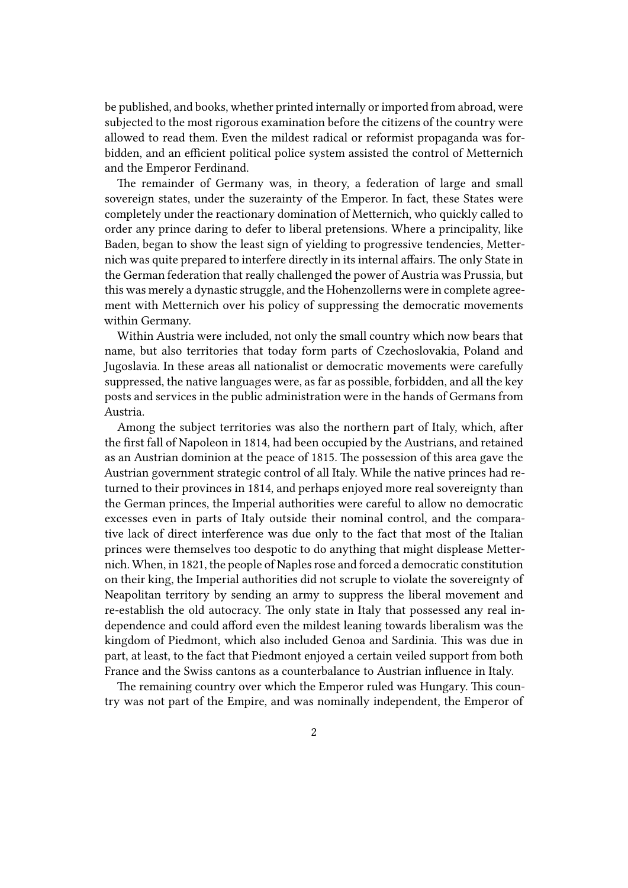be published, and books, whether printed internally or imported from abroad, were subjected to the most rigorous examination before the citizens of the country were allowed to read them. Even the mildest radical or reformist propaganda was forbidden, and an efficient political police system assisted the control of Metternich and the Emperor Ferdinand.

The remainder of Germany was, in theory, a federation of large and small sovereign states, under the suzerainty of the Emperor. In fact, these States were completely under the reactionary domination of Metternich, who quickly called to order any prince daring to defer to liberal pretensions. Where a principality, like Baden, began to show the least sign of yielding to progressive tendencies, Metternich was quite prepared to interfere directly in its internal affairs. The only State in the German federation that really challenged the power of Austria was Prussia, but this was merely a dynastic struggle, and the Hohenzollerns were in complete agreement with Metternich over his policy of suppressing the democratic movements within Germany.

Within Austria were included, not only the small country which now bears that name, but also territories that today form parts of Czechoslovakia, Poland and Jugoslavia. In these areas all nationalist or democratic movements were carefully suppressed, the native languages were, as far as possible, forbidden, and all the key posts and services in the public administration were in the hands of Germans from Austria.

Among the subject territories was also the northern part of Italy, which, after the first fall of Napoleon in 1814, had been occupied by the Austrians, and retained as an Austrian dominion at the peace of 1815. The possession of this area gave the Austrian government strategic control of all Italy. While the native princes had returned to their provinces in 1814, and perhaps enjoyed more real sovereignty than the German princes, the Imperial authorities were careful to allow no democratic excesses even in parts of Italy outside their nominal control, and the comparative lack of direct interference was due only to the fact that most of the Italian princes were themselves too despotic to do anything that might displease Metternich. When, in 1821, the people of Naples rose and forced a democratic constitution on their king, the Imperial authorities did not scruple to violate the sovereignty of Neapolitan territory by sending an army to suppress the liberal movement and re-establish the old autocracy. The only state in Italy that possessed any real independence and could afford even the mildest leaning towards liberalism was the kingdom of Piedmont, which also included Genoa and Sardinia. This was due in part, at least, to the fact that Piedmont enjoyed a certain veiled support from both France and the Swiss cantons as a counterbalance to Austrian influence in Italy.

The remaining country over which the Emperor ruled was Hungary. This country was not part of the Empire, and was nominally independent, the Emperor of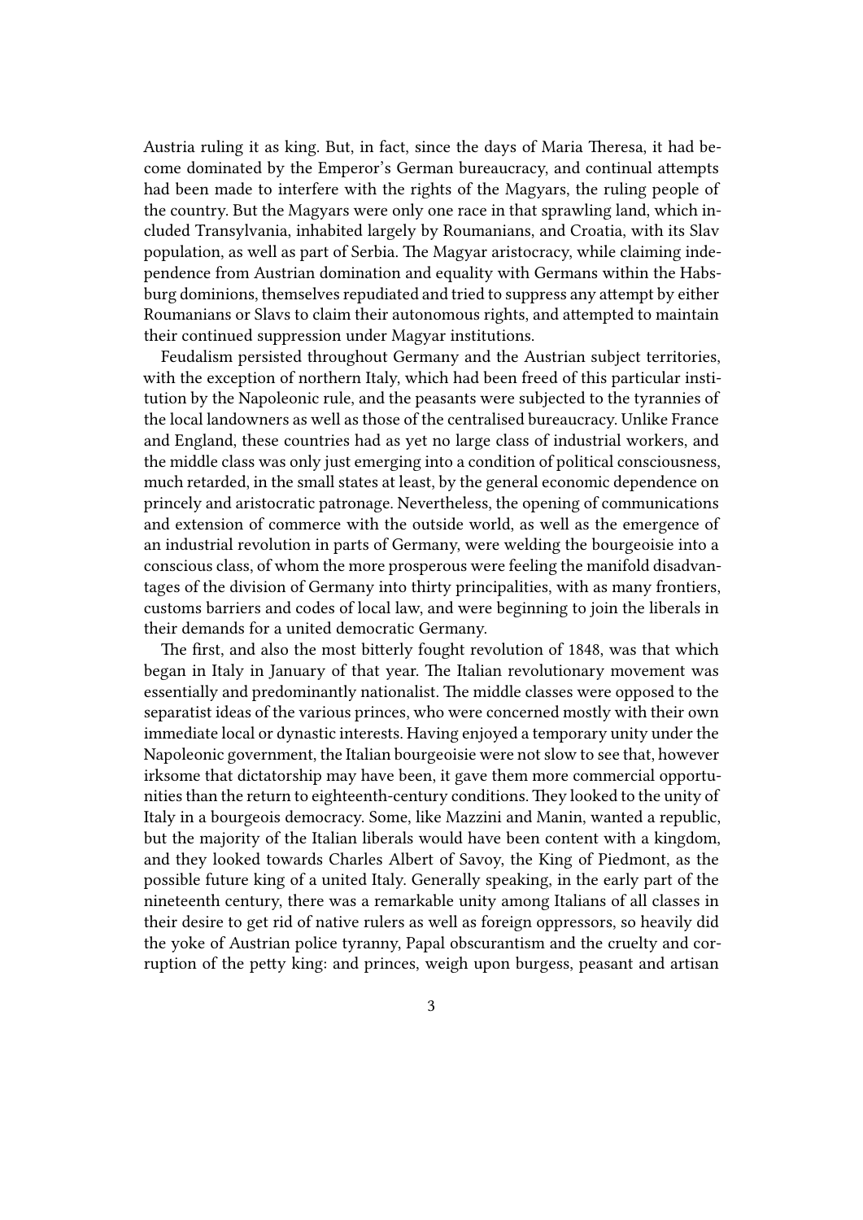Austria ruling it as king. But, in fact, since the days of Maria Theresa, it had become dominated by the Emperor's German bureaucracy, and continual attempts had been made to interfere with the rights of the Magyars, the ruling people of the country. But the Magyars were only one race in that sprawling land, which included Transylvania, inhabited largely by Roumanians, and Croatia, with its Slav population, as well as part of Serbia. The Magyar aristocracy, while claiming independence from Austrian domination and equality with Germans within the Habsburg dominions, themselves repudiated and tried to suppress any attempt by either Roumanians or Slavs to claim their autonomous rights, and attempted to maintain their continued suppression under Magyar institutions.

Feudalism persisted throughout Germany and the Austrian subject territories, with the exception of northern Italy, which had been freed of this particular institution by the Napoleonic rule, and the peasants were subjected to the tyrannies of the local landowners as well as those of the centralised bureaucracy. Unlike France and England, these countries had as yet no large class of industrial workers, and the middle class was only just emerging into a condition of political consciousness, much retarded, in the small states at least, by the general economic dependence on princely and aristocratic patronage. Nevertheless, the opening of communications and extension of commerce with the outside world, as well as the emergence of an industrial revolution in parts of Germany, were welding the bourgeoisie into a conscious class, of whom the more prosperous were feeling the manifold disadvantages of the division of Germany into thirty principalities, with as many frontiers, customs barriers and codes of local law, and were beginning to join the liberals in their demands for a united democratic Germany.

The first, and also the most bitterly fought revolution of 1848, was that which began in Italy in January of that year. The Italian revolutionary movement was essentially and predominantly nationalist. The middle classes were opposed to the separatist ideas of the various princes, who were concerned mostly with their own immediate local or dynastic interests. Having enjoyed a temporary unity under the Napoleonic government, the Italian bourgeoisie were not slow to see that, however irksome that dictatorship may have been, it gave them more commercial opportunities than the return to eighteenth-century conditions. They looked to the unity of Italy in a bourgeois democracy. Some, like Mazzini and Manin, wanted a republic, but the majority of the Italian liberals would have been content with a kingdom, and they looked towards Charles Albert of Savoy, the King of Piedmont, as the possible future king of a united Italy. Generally speaking, in the early part of the nineteenth century, there was a remarkable unity among Italians of all classes in their desire to get rid of native rulers as well as foreign oppressors, so heavily did the yoke of Austrian police tyranny, Papal obscurantism and the cruelty and corruption of the petty king: and princes, weigh upon burgess, peasant and artisan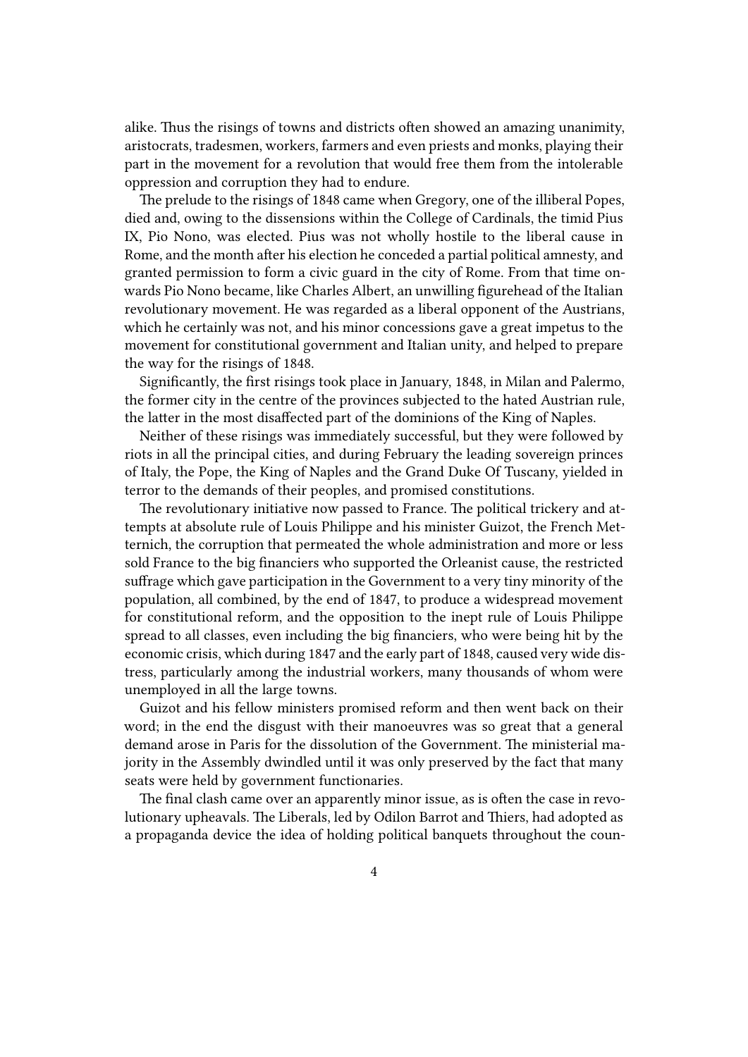alike. Thus the risings of towns and districts often showed an amazing unanimity, aristocrats, tradesmen, workers, farmers and even priests and monks, playing their part in the movement for a revolution that would free them from the intolerable oppression and corruption they had to endure.

The prelude to the risings of 1848 came when Gregory, one of the illiberal Popes, died and, owing to the dissensions within the College of Cardinals, the timid Pius IX, Pio Nono, was elected. Pius was not wholly hostile to the liberal cause in Rome, and the month after his election he conceded a partial political amnesty, and granted permission to form a civic guard in the city of Rome. From that time onwards Pio Nono became, like Charles Albert, an unwilling figurehead of the Italian revolutionary movement. He was regarded as a liberal opponent of the Austrians, which he certainly was not, and his minor concessions gave a great impetus to the movement for constitutional government and Italian unity, and helped to prepare the way for the risings of 1848.

Significantly, the first risings took place in January, 1848, in Milan and Palermo, the former city in the centre of the provinces subjected to the hated Austrian rule, the latter in the most disaffected part of the dominions of the King of Naples.

Neither of these risings was immediately successful, but they were followed by riots in all the principal cities, and during February the leading sovereign princes of Italy, the Pope, the King of Naples and the Grand Duke Of Tuscany, yielded in terror to the demands of their peoples, and promised constitutions.

The revolutionary initiative now passed to France. The political trickery and attempts at absolute rule of Louis Philippe and his minister Guizot, the French Metternich, the corruption that permeated the whole administration and more or less sold France to the big financiers who supported the Orleanist cause, the restricted suffrage which gave participation in the Government to a very tiny minority of the population, all combined, by the end of 1847, to produce a widespread movement for constitutional reform, and the opposition to the inept rule of Louis Philippe spread to all classes, even including the big financiers, who were being hit by the economic crisis, which during 1847 and the early part of 1848, caused very wide distress, particularly among the industrial workers, many thousands of whom were unemployed in all the large towns.

Guizot and his fellow ministers promised reform and then went back on their word; in the end the disgust with their manoeuvres was so great that a general demand arose in Paris for the dissolution of the Government. The ministerial majority in the Assembly dwindled until it was only preserved by the fact that many seats were held by government functionaries.

The final clash came over an apparently minor issue, as is often the case in revolutionary upheavals. The Liberals, led by Odilon Barrot and Thiers, had adopted as a propaganda device the idea of holding political banquets throughout the coun-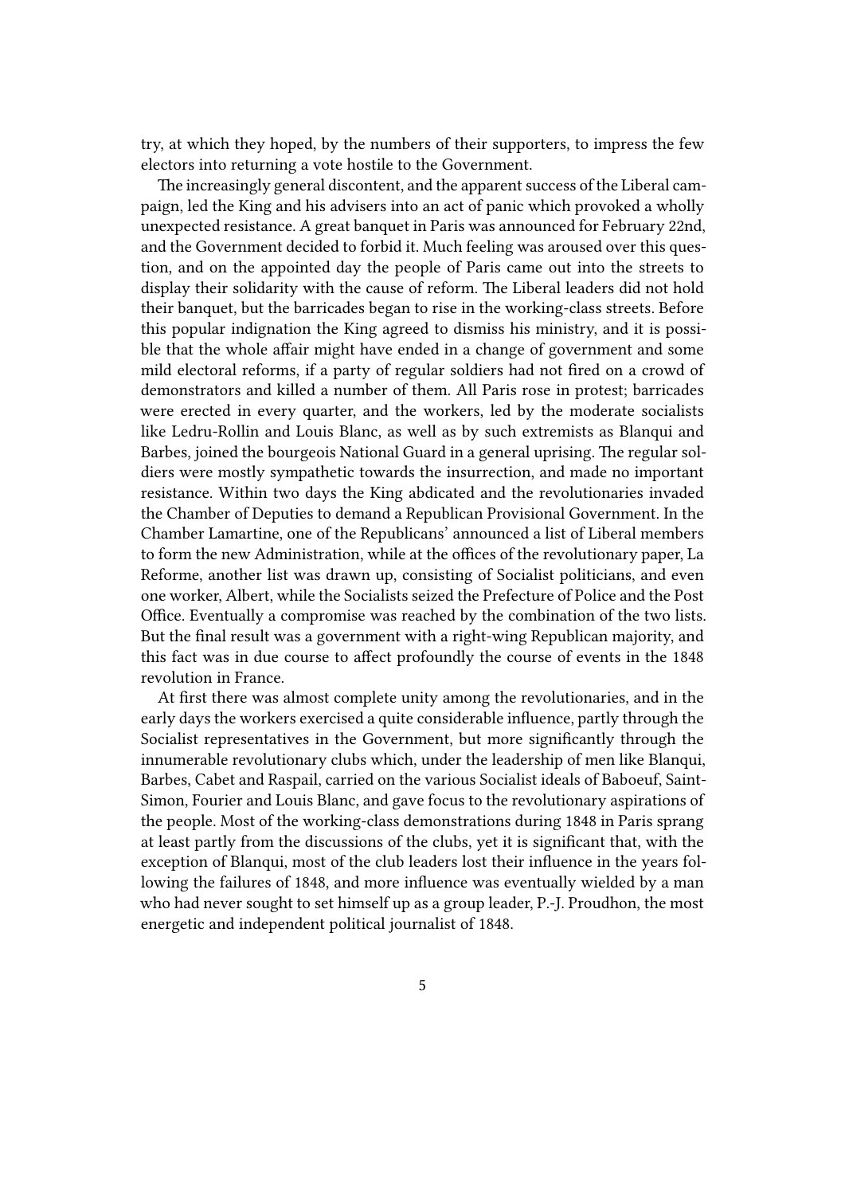try, at which they hoped, by the numbers of their supporters, to impress the few electors into returning a vote hostile to the Government.

The increasingly general discontent, and the apparent success of the Liberal campaign, led the King and his advisers into an act of panic which provoked a wholly unexpected resistance. A great banquet in Paris was announced for February 22nd, and the Government decided to forbid it. Much feeling was aroused over this question, and on the appointed day the people of Paris came out into the streets to display their solidarity with the cause of reform. The Liberal leaders did not hold their banquet, but the barricades began to rise in the working-class streets. Before this popular indignation the King agreed to dismiss his ministry, and it is possible that the whole affair might have ended in a change of government and some mild electoral reforms, if a party of regular soldiers had not fired on a crowd of demonstrators and killed a number of them. All Paris rose in protest; barricades were erected in every quarter, and the workers, led by the moderate socialists like Ledru-Rollin and Louis Blanc, as well as by such extremists as Blanqui and Barbes, joined the bourgeois National Guard in a general uprising. The regular soldiers were mostly sympathetic towards the insurrection, and made no important resistance. Within two days the King abdicated and the revolutionaries invaded the Chamber of Deputies to demand a Republican Provisional Government. In the Chamber Lamartine, one of the Republicans' announced a list of Liberal members to form the new Administration, while at the offices of the revolutionary paper, La Reforme, another list was drawn up, consisting of Socialist politicians, and even one worker, Albert, while the Socialists seized the Prefecture of Police and the Post Office. Eventually a compromise was reached by the combination of the two lists. But the final result was a government with a right-wing Republican majority, and this fact was in due course to affect profoundly the course of events in the 1848 revolution in France.

At first there was almost complete unity among the revolutionaries, and in the early days the workers exercised a quite considerable influence, partly through the Socialist representatives in the Government, but more significantly through the innumerable revolutionary clubs which, under the leadership of men like Blanqui, Barbes, Cabet and Raspail, carried on the various Socialist ideals of Baboeuf, Saint-Simon, Fourier and Louis Blanc, and gave focus to the revolutionary aspirations of the people. Most of the working-class demonstrations during 1848 in Paris sprang at least partly from the discussions of the clubs, yet it is significant that, with the exception of Blanqui, most of the club leaders lost their influence in the years following the failures of 1848, and more influence was eventually wielded by a man who had never sought to set himself up as a group leader, P.-J. Proudhon, the most energetic and independent political journalist of 1848.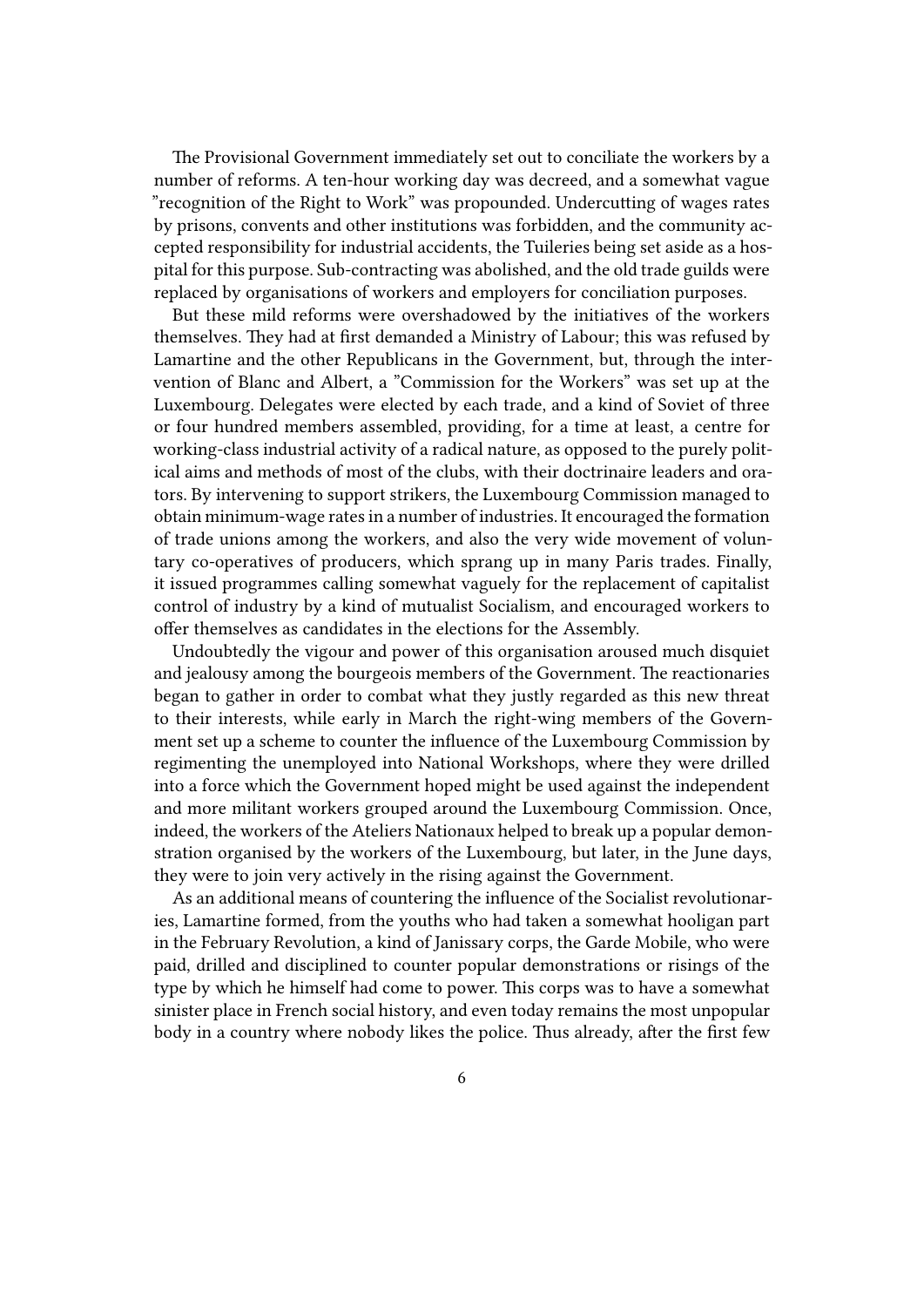The Provisional Government immediately set out to conciliate the workers by a number of reforms. A ten-hour working day was decreed, and a somewhat vague "recognition of the Right to Work" was propounded. Undercutting of wages rates by prisons, convents and other institutions was forbidden, and the community accepted responsibility for industrial accidents, the Tuileries being set aside as a hospital for this purpose. Sub-contracting was abolished, and the old trade guilds were replaced by organisations of workers and employers for conciliation purposes.

But these mild reforms were overshadowed by the initiatives of the workers themselves. They had at first demanded a Ministry of Labour; this was refused by Lamartine and the other Republicans in the Government, but, through the intervention of Blanc and Albert, a "Commission for the Workers" was set up at the Luxembourg. Delegates were elected by each trade, and a kind of Soviet of three or four hundred members assembled, providing, for a time at least, a centre for working-class industrial activity of a radical nature, as opposed to the purely political aims and methods of most of the clubs, with their doctrinaire leaders and orators. By intervening to support strikers, the Luxembourg Commission managed to obtain minimum-wage rates in a number of industries. It encouraged the formation of trade unions among the workers, and also the very wide movement of voluntary co-operatives of producers, which sprang up in many Paris trades. Finally, it issued programmes calling somewhat vaguely for the replacement of capitalist control of industry by a kind of mutualist Socialism, and encouraged workers to offer themselves as candidates in the elections for the Assembly.

Undoubtedly the vigour and power of this organisation aroused much disquiet and jealousy among the bourgeois members of the Government. The reactionaries began to gather in order to combat what they justly regarded as this new threat to their interests, while early in March the right-wing members of the Government set up a scheme to counter the influence of the Luxembourg Commission by regimenting the unemployed into National Workshops, where they were drilled into a force which the Government hoped might be used against the independent and more militant workers grouped around the Luxembourg Commission. Once, indeed, the workers of the Ateliers Nationaux helped to break up a popular demonstration organised by the workers of the Luxembourg, but later, in the June days, they were to join very actively in the rising against the Government.

As an additional means of countering the influence of the Socialist revolutionaries, Lamartine formed, from the youths who had taken a somewhat hooligan part in the February Revolution, a kind of Janissary corps, the Garde Mobile, who were paid, drilled and disciplined to counter popular demonstrations or risings of the type by which he himself had come to power. This corps was to have a somewhat sinister place in French social history, and even today remains the most unpopular body in a country where nobody likes the police. Thus already, after the first few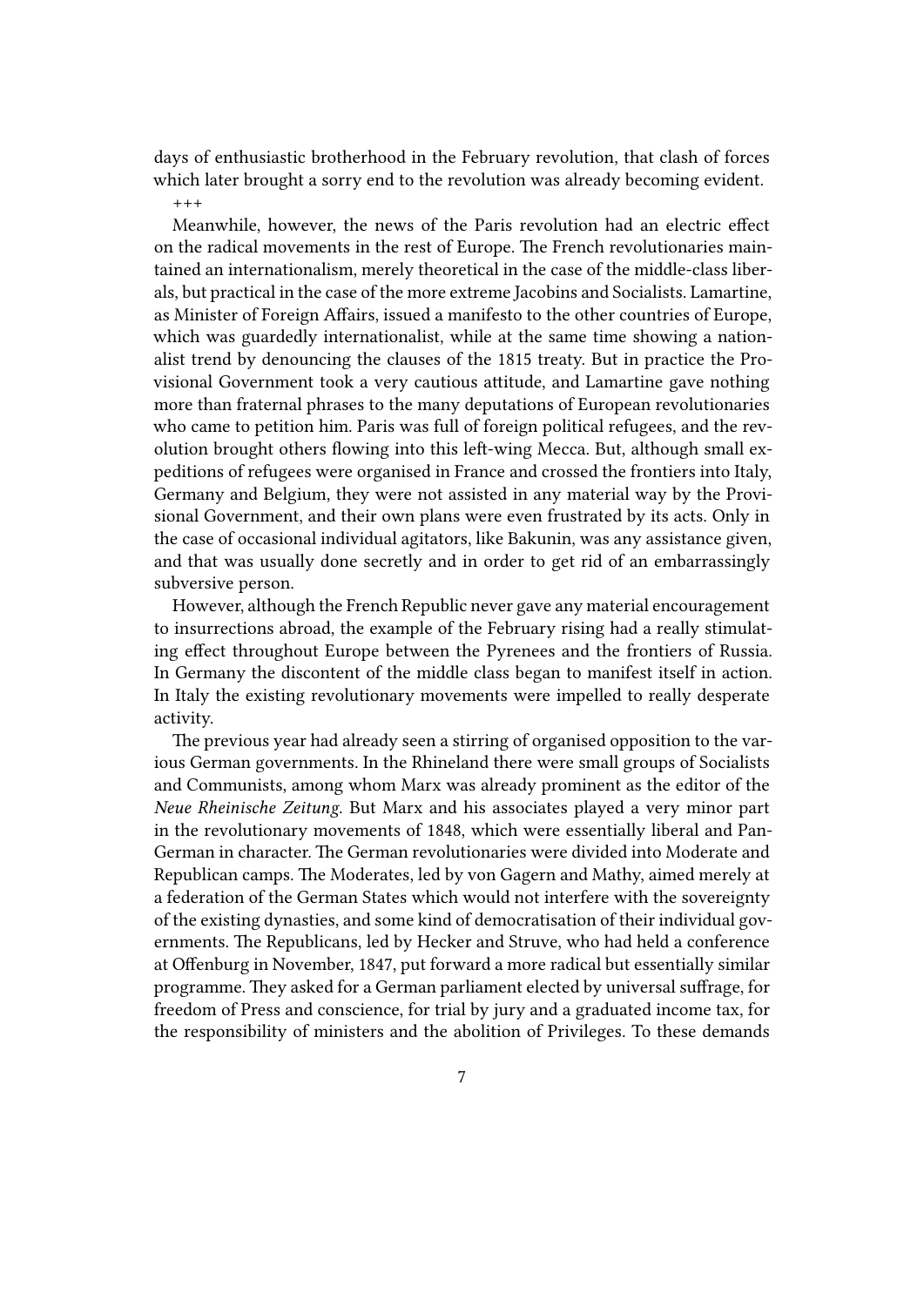days of enthusiastic brotherhood in the February revolution, that clash of forces which later brought a sorry end to the revolution was already becoming evident.

+++

Meanwhile, however, the news of the Paris revolution had an electric effect on the radical movements in the rest of Europe. The French revolutionaries maintained an internationalism, merely theoretical in the case of the middle-class liberals, but practical in the case of the more extreme Jacobins and Socialists. Lamartine, as Minister of Foreign Affairs, issued a manifesto to the other countries of Europe, which was guardedly internationalist, while at the same time showing a nationalist trend by denouncing the clauses of the 1815 treaty. But in practice the Provisional Government took a very cautious attitude, and Lamartine gave nothing more than fraternal phrases to the many deputations of European revolutionaries who came to petition him. Paris was full of foreign political refugees, and the revolution brought others flowing into this left-wing Mecca. But, although small expeditions of refugees were organised in France and crossed the frontiers into Italy, Germany and Belgium, they were not assisted in any material way by the Provisional Government, and their own plans were even frustrated by its acts. Only in the case of occasional individual agitators, like Bakunin, was any assistance given, and that was usually done secretly and in order to get rid of an embarrassingly subversive person.

However, although the French Republic never gave any material encouragement to insurrections abroad, the example of the February rising had a really stimulating effect throughout Europe between the Pyrenees and the frontiers of Russia. In Germany the discontent of the middle class began to manifest itself in action. In Italy the existing revolutionary movements were impelled to really desperate activity.

The previous year had already seen a stirring of organised opposition to the various German governments. In the Rhineland there were small groups of Socialists and Communists, among whom Marx was already prominent as the editor of the *Neue Rheinische Zeitung*. But Marx and his associates played a very minor part in the revolutionary movements of 1848, which were essentially liberal and Pan-German in character. The German revolutionaries were divided into Moderate and Republican camps. The Moderates, led by von Gagern and Mathy, aimed merely at a federation of the German States which would not interfere with the sovereignty of the existing dynasties, and some kind of democratisation of their individual governments. The Republicans, led by Hecker and Struve, who had held a conference at Offenburg in November, 1847, put forward a more radical but essentially similar programme. They asked for a German parliament elected by universal suffrage, for freedom of Press and conscience, for trial by jury and a graduated income tax, for the responsibility of ministers and the abolition of Privileges. To these demands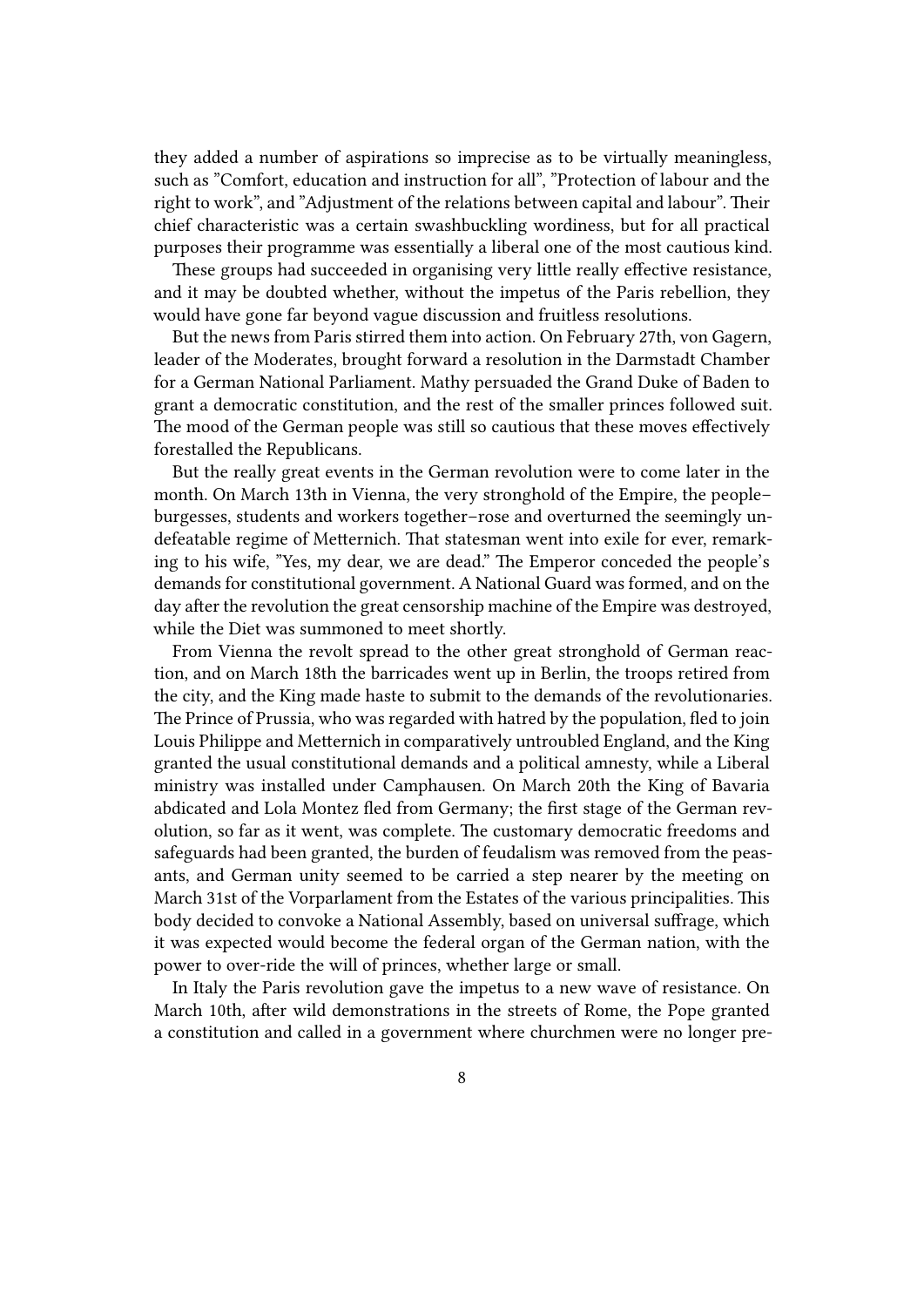they added a number of aspirations so imprecise as to be virtually meaningless, such as "Comfort, education and instruction for all", "Protection of labour and the right to work", and "Adjustment of the relations between capital and labour". Their chief characteristic was a certain swashbuckling wordiness, but for all practical purposes their programme was essentially a liberal one of the most cautious kind.

These groups had succeeded in organising very little really effective resistance, and it may be doubted whether, without the impetus of the Paris rebellion, they would have gone far beyond vague discussion and fruitless resolutions.

But the news from Paris stirred them into action. On February 27th, von Gagern, leader of the Moderates, brought forward a resolution in the Darmstadt Chamber for a German National Parliament. Mathy persuaded the Grand Duke of Baden to grant a democratic constitution, and the rest of the smaller princes followed suit. The mood of the German people was still so cautious that these moves effectively forestalled the Republicans.

But the really great events in the German revolution were to come later in the month. On March 13th in Vienna, the very stronghold of the Empire, the people–burgesses, students and workers together–rose and overturned the seemingly undefeatable regime of Metternich. That statesman went into exile for ever, remarking to his wife, "Yes, my dear, we are dead." The Emperor conceded the people's demands for constitutional government. A National Guard was formed, and on the day after the revolution the great censorship machine of the Empire was destroyed, while the Diet was summoned to meet shortly.

From Vienna the revolt spread to the other great stronghold of German reaction, and on March 18th the barricades went up in Berlin, the troops retired from the city, and the King made haste to submit to the demands of the revolutionaries. The Prince of Prussia, who was regarded with hatred by the population, fled to join Louis Philippe and Metternich in comparatively untroubled England, and the King granted the usual constitutional demands and a political amnesty, while a Liberal ministry was installed under Camphausen. On March 20th the King of Bavaria abdicated and Lola Montez fled from Germany; the first stage of the German revolution, so far as it went, was complete. The customary democratic freedoms and safeguards had been granted, the burden of feudalism was removed from the peasants, and German unity seemed to be carried a step nearer by the meeting on March 31st of the Vorparlament from the Estates of the various principalities. This body decided to convoke a National Assembly, based on universal suffrage, which it was expected would become the federal organ of the German nation, with the power to over-ride the will of princes, whether large or small.

In Italy the Paris revolution gave the impetus to a new wave of resistance. On March 10th, after wild demonstrations in the streets of Rome, the Pope granted a constitution and called in a government where churchmen were no longer pre-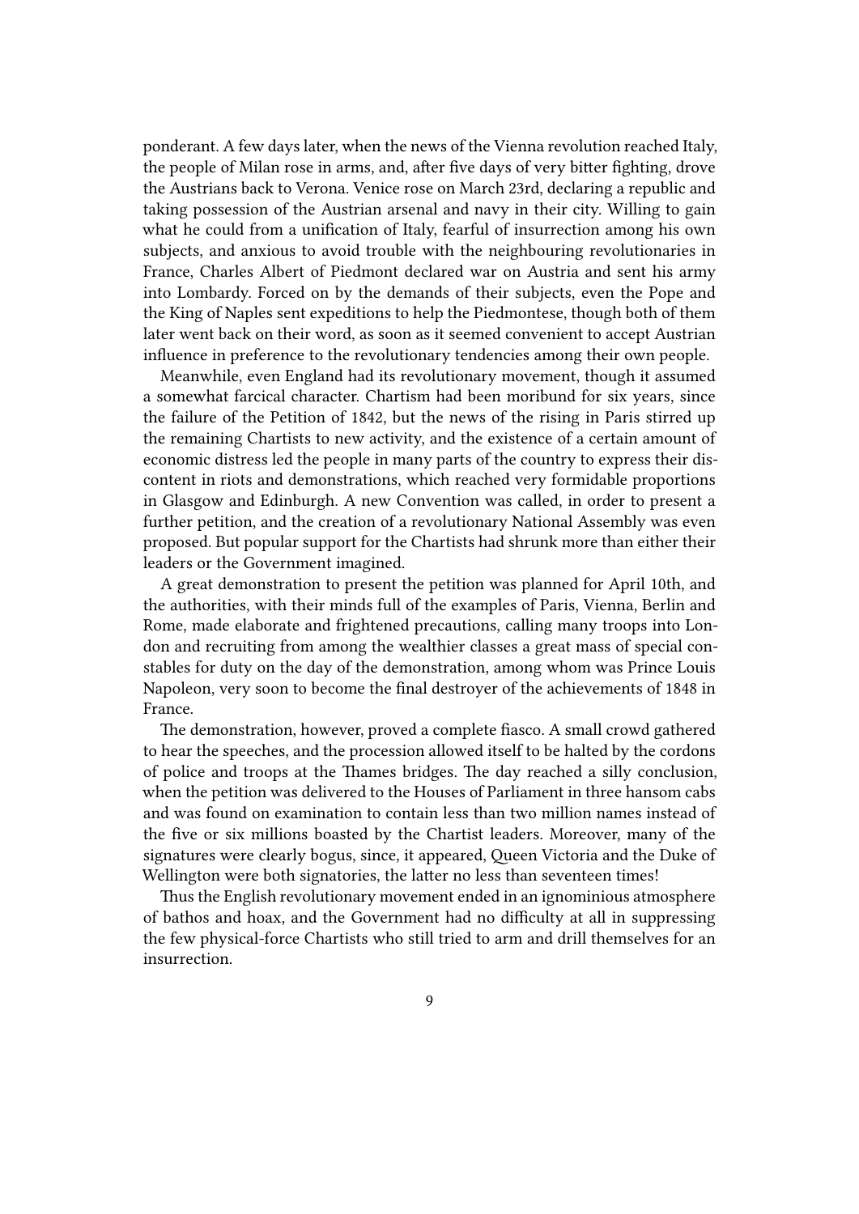ponderant. A few days later, when the news of the Vienna revolution reached Italy, the people of Milan rose in arms, and, after five days of very bitter fighting, drove the Austrians back to Verona. Venice rose on March 23rd, declaring a republic and taking possession of the Austrian arsenal and navy in their city. Willing to gain what he could from a unification of Italy, fearful of insurrection among his own subjects, and anxious to avoid trouble with the neighbouring revolutionaries in France, Charles Albert of Piedmont declared war on Austria and sent his army into Lombardy. Forced on by the demands of their subjects, even the Pope and the King of Naples sent expeditions to help the Piedmontese, though both of them later went back on their word, as soon as it seemed convenient to accept Austrian influence in preference to the revolutionary tendencies among their own people.

Meanwhile, even England had its revolutionary movement, though it assumed a somewhat farcical character. Chartism had been moribund for six years, since the failure of the Petition of 1842, but the news of the rising in Paris stirred up the remaining Chartists to new activity, and the existence of a certain amount of economic distress led the people in many parts of the country to express their discontent in riots and demonstrations, which reached very formidable proportions in Glasgow and Edinburgh. A new Convention was called, in order to present a further petition, and the creation of a revolutionary National Assembly was even proposed. But popular support for the Chartists had shrunk more than either their leaders or the Government imagined.

A great demonstration to present the petition was planned for April 10th, and the authorities, with their minds full of the examples of Paris, Vienna, Berlin and Rome, made elaborate and frightened precautions, calling many troops into London and recruiting from among the wealthier classes a great mass of special constables for duty on the day of the demonstration, among whom was Prince Louis Napoleon, very soon to become the final destroyer of the achievements of 1848 in France.

The demonstration, however, proved a complete fiasco. A small crowd gathered to hear the speeches, and the procession allowed itself to be halted by the cordons of police and troops at the Thames bridges. The day reached a silly conclusion, when the petition was delivered to the Houses of Parliament in three hansom cabs and was found on examination to contain less than two million names instead of the five or six millions boasted by the Chartist leaders. Moreover, many of the signatures were clearly bogus, since, it appeared, Queen Victoria and the Duke of Wellington were both signatories, the latter no less than seventeen times!

Thus the English revolutionary movement ended in an ignominious atmosphere of bathos and hoax, and the Government had no difficulty at all in suppressing the few physical-force Chartists who still tried to arm and drill themselves for an insurrection.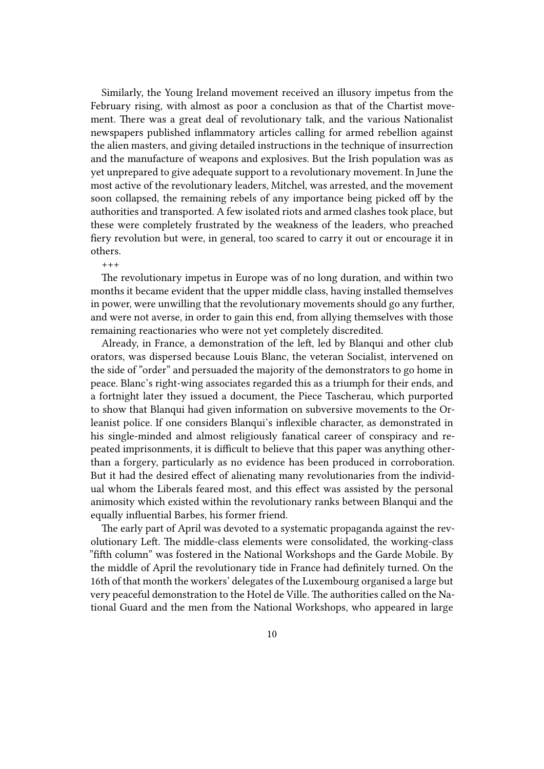Similarly, the Young Ireland movement received an illusory impetus from the February rising, with almost as poor a conclusion as that of the Chartist movement. There was a great deal of revolutionary talk, and the various Nationalist newspapers published inflammatory articles calling for armed rebellion against the alien masters, and giving detailed instructions in the technique of insurrection and the manufacture of weapons and explosives. But the Irish population was as yet unprepared to give adequate support to a revolutionary movement. In June the most active of the revolutionary leaders, Mitchel, was arrested, and the movement soon collapsed, the remaining rebels of any importance being picked off by the authorities and transported. A few isolated riots and armed clashes took place, but these were completely frustrated by the weakness of the leaders, who preached fiery revolution but were, in general, too scared to carry it out or encourage it in others.

+++

The revolutionary impetus in Europe was of no long duration, and within two months it became evident that the upper middle class, having installed themselves in power, were unwilling that the revolutionary movements should go any further, and were not averse, in order to gain this end, from allying themselves with those remaining reactionaries who were not yet completely discredited.

Already, in France, a demonstration of the left, led by Blanqui and other club orators, was dispersed because Louis Blanc, the veteran Socialist, intervened on the side of "order" and persuaded the majority of the demonstrators to go home in peace. Blanc's right-wing associates regarded this as a triumph for their ends, and a fortnight later they issued a document, the Piece Tascherau, which purported to show that Blanqui had given information on subversive movements to the Orleanist police. If one considers Blanqui's inflexible character, as demonstrated in his single-minded and almost religiously fanatical career of conspiracy and repeated imprisonments, it is difficult to believe that this paper was anything other-than a forgery, particularly as no evidence has been produced in corroboration. But it had the desired effect of alienating many revolutionaries from the individual whom the Liberals feared most, and this effect was assisted by the personal animosity which existed within the revolutionary ranks between Blanqui and the equally influential Barbes, his former friend.

The early part of April was devoted to a systematic propaganda against the revolutionary Left. The middle-class elements were consolidated, the working-class "fifth column" was fostered in the National Workshops and the Garde Mobile. By the middle of April the revolutionary tide in France had definitely turned. On the 16th of that month the workers' delegates of the Luxembourg organised a large but very peaceful demonstration to the Hotel de Ville. The authorities called on the National Guard and the men from the National Workshops, who appeared in large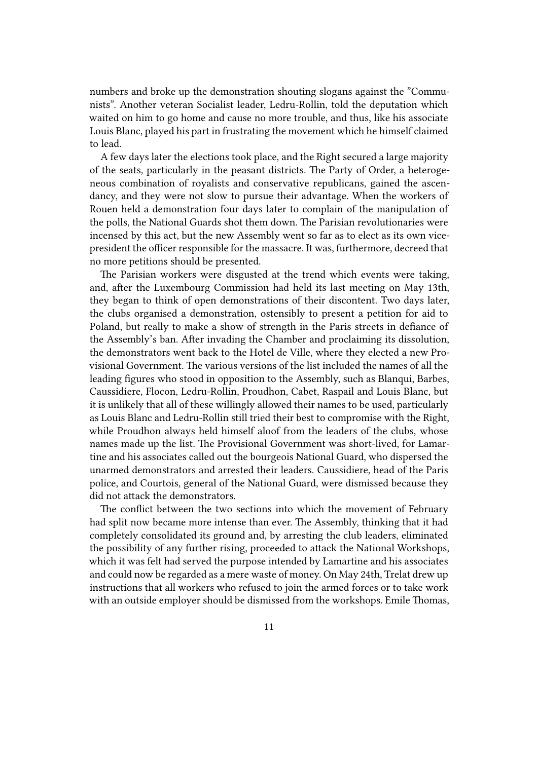numbers and broke up the demonstration shouting slogans against the "Communists". Another veteran Socialist leader, Ledru-Rollin, told the deputation which waited on him to go home and cause no more trouble, and thus, like his associate Louis Blanc, played his part in frustrating the movement which he himself claimed to lead.

A few days later the elections took place, and the Right secured a large majority of the seats, particularly in the peasant districts. The Party of Order, a heterogeneous combination of royalists and conservative republicans, gained the ascendancy, and they were not slow to pursue their advantage. When the workers of Rouen held a demonstration four days later to complain of the manipulation of the polls, the National Guards shot them down. The Parisian revolutionaries were incensed by this act, but the new Assembly went so far as to elect as its own vice-president the officer responsible for the massacre. It was, furthermore, decreed that no more petitions should be presented.

The Parisian workers were disgusted at the trend which events were taking, and, after the Luxembourg Commission had held its last meeting on May 13th, they began to think of open demonstrations of their discontent. Two days later, the clubs organised a demonstration, ostensibly to present a petition for aid to Poland, but really to make a show of strength in the Paris streets in defiance of the Assembly's ban. After invading the Chamber and proclaiming its dissolution, the demonstrators went back to the Hotel de Ville, where they elected a new Provisional Government. The various versions of the list included the names of all the leading figures who stood in opposition to the Assembly, such as Blanqui, Barbes, Caussidiere, Flocon, Ledru-Rollin, Proudhon, Cabet, Raspail and Louis Blanc, but it is unlikely that all of these willingly allowed their names to be used, particularly as Louis Blanc and Ledru-Rollin still tried their best to compromise with the Right, while Proudhon always held himself aloof from the leaders of the clubs, whose names made up the list. The Provisional Government was short-lived, for Lamartine and his associates called out the bourgeois National Guard, who dispersed the unarmed demonstrators and arrested their leaders. Caussidiere, head of the Paris police, and Courtois, general of the National Guard, were dismissed because they did not attack the demonstrators.

The conflict between the two sections into which the movement of February had split now became more intense than ever. The Assembly, thinking that it had completely consolidated its ground and, by arresting the club leaders, eliminated the possibility of any further rising, proceeded to attack the National Workshops, which it was felt had served the purpose intended by Lamartine and his associates and could now be regarded as a mere waste of money. On May 24th, Trelat drew up instructions that all workers who refused to join the armed forces or to take work with an outside employer should be dismissed from the workshops. Emile Thomas,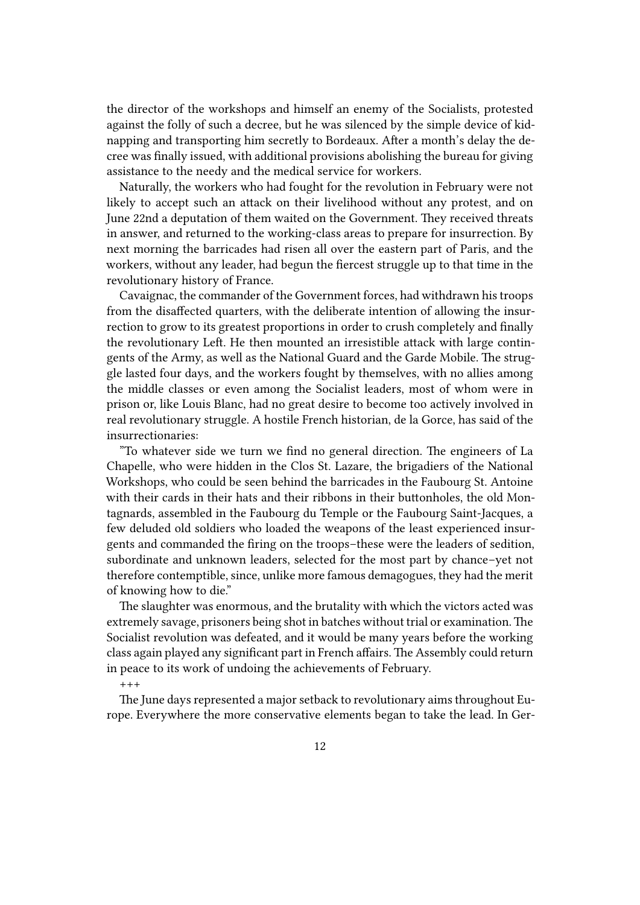the director of the workshops and himself an enemy of the Socialists, protested against the folly of such a decree, but he was silenced by the simple device of kidnapping and transporting him secretly to Bordeaux. After a month's delay the decree was finally issued, with additional provisions abolishing the bureau for giving assistance to the needy and the medical service for workers.

Naturally, the workers who had fought for the revolution in February were not likely to accept such an attack on their livelihood without any protest, and on June 22nd a deputation of them waited on the Government. They received threats in answer, and returned to the working-class areas to prepare for insurrection. By next morning the barricades had risen all over the eastern part of Paris, and the workers, without any leader, had begun the fiercest struggle up to that time in the revolutionary history of France.

Cavaignac, the commander of the Government forces, had withdrawn his troops from the disaffected quarters, with the deliberate intention of allowing the insurrection to grow to its greatest proportions in order to crush completely and finally the revolutionary Left. He then mounted an irresistible attack with large contingents of the Army, as well as the National Guard and the Garde Mobile. The struggle lasted four days, and the workers fought by themselves, with no allies among the middle classes or even among the Socialist leaders, most of whom were in prison or, like Louis Blanc, had no great desire to become too actively involved in real revolutionary struggle. A hostile French historian, de la Gorce, has said of the insurrectionaries:

"To whatever side we turn we find no general direction. The engineers of La Chapelle, who were hidden in the Clos St. Lazare, the brigadiers of the National Workshops, who could be seen behind the barricades in the Faubourg St. Antoine with their cards in their hats and their ribbons in their buttonholes, the old Montagnards, assembled in the Faubourg du Temple or the Faubourg Saint-Jacques, a few deluded old soldiers who loaded the weapons of the least experienced insurgents and commanded the firing on the troops–these were the leaders of sedition, subordinate and unknown leaders, selected for the most part by chance–yet not therefore contemptible, since, unlike more famous demagogues, they had the merit of knowing how to die."

The slaughter was enormous, and the brutality with which the victors acted was extremely savage, prisoners being shot in batches without trial or examination. The Socialist revolution was defeated, and it would be many years before the working class again played any significant part in French affairs. The Assembly could return in peace to its work of undoing the achievements of February.

+++

The June days represented a major setback to revolutionary aims throughout Europe. Everywhere the more conservative elements began to take the lead. In Ger-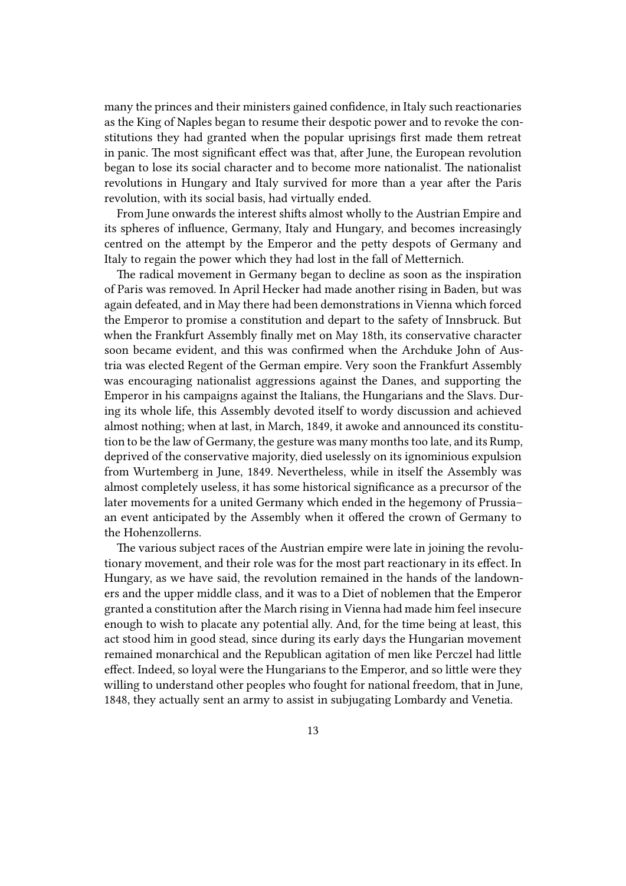many the princes and their ministers gained confidence, in Italy such reactionaries as the King of Naples began to resume their despotic power and to revoke the constitutions they had granted when the popular uprisings first made them retreat in panic. The most significant effect was that, after June, the European revolution began to lose its social character and to become more nationalist. The nationalist revolutions in Hungary and Italy survived for more than a year after the Paris revolution, with its social basis, had virtually ended.

From June onwards the interest shifts almost wholly to the Austrian Empire and its spheres of influence, Germany, Italy and Hungary, and becomes increasingly centred on the attempt by the Emperor and the petty despots of Germany and Italy to regain the power which they had lost in the fall of Metternich.

The radical movement in Germany began to decline as soon as the inspiration of Paris was removed. In April Hecker had made another rising in Baden, but was again defeated, and in May there had been demonstrations in Vienna which forced the Emperor to promise a constitution and depart to the safety of Innsbruck. But when the Frankfurt Assembly finally met on May 18th, its conservative character soon became evident, and this was confirmed when the Archduke John of Austria was elected Regent of the German empire. Very soon the Frankfurt Assembly was encouraging nationalist aggressions against the Danes, and supporting the Emperor in his campaigns against the Italians, the Hungarians and the Slavs. During its whole life, this Assembly devoted itself to wordy discussion and achieved almost nothing; when at last, in March, 1849, it awoke and announced its constitution to be the law of Germany, the gesture was many months too late, and its Rump, deprived of the conservative majority, died uselessly on its ignominious expulsion from Wurtemberg in June, 1849. Nevertheless, while in itself the Assembly was almost completely useless, it has some historical significance as a precursor of the later movements for a united Germany which ended in the hegemony of Prussia– an event anticipated by the Assembly when it offered the crown of Germany to the Hohenzollerns.

The various subject races of the Austrian empire were late in joining the revolutionary movement, and their role was for the most part reactionary in its effect. In Hungary, as we have said, the revolution remained in the hands of the landowners and the upper middle class, and it was to a Diet of noblemen that the Emperor granted a constitution after the March rising in Vienna had made him feel insecure enough to wish to placate any potential ally. And, for the time being at least, this act stood him in good stead, since during its early days the Hungarian movement remained monarchical and the Republican agitation of men like Perczel had little effect. Indeed, so loyal were the Hungarians to the Emperor, and so little were they willing to understand other peoples who fought for national freedom, that in June, 1848, they actually sent an army to assist in subjugating Lombardy and Venetia.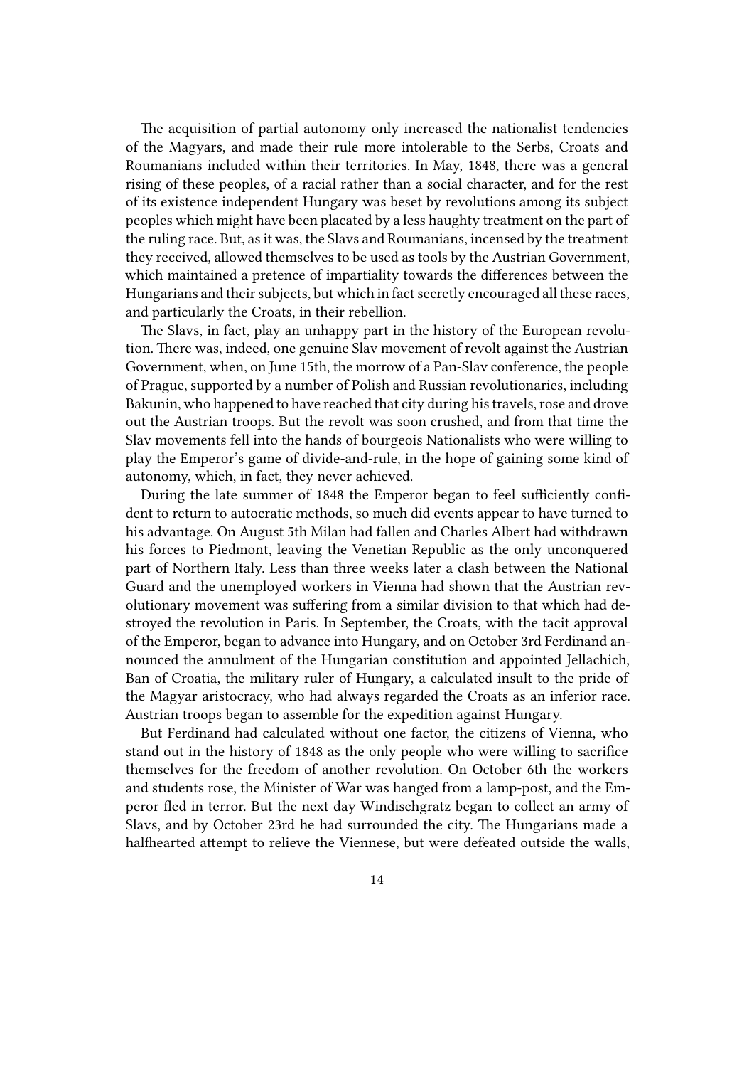The acquisition of partial autonomy only increased the nationalist tendencies of the Magyars, and made their rule more intolerable to the Serbs, Croats and Roumanians included within their territories. In May, 1848, there was a general rising of these peoples, of a racial rather than a social character, and for the rest of its existence independent Hungary was beset by revolutions among its subject peoples which might have been placated by a less haughty treatment on the part of the ruling race. But, as it was, the Slavs and Roumanians, incensed by the treatment they received, allowed themselves to be used as tools by the Austrian Government, which maintained a pretence of impartiality towards the differences between the Hungarians and their subjects, but which in fact secretly encouraged all these races, and particularly the Croats, in their rebellion.

The Slavs, in fact, play an unhappy part in the history of the European revolution. There was, indeed, one genuine Slav movement of revolt against the Austrian Government, when, on June 15th, the morrow of a Pan-Slav conference, the people of Prague, supported by a number of Polish and Russian revolutionaries, including Bakunin, who happened to have reached that city during his travels, rose and drove out the Austrian troops. But the revolt was soon crushed, and from that time the Slav movements fell into the hands of bourgeois Nationalists who were willing to play the Emperor's game of divide-and-rule, in the hope of gaining some kind of autonomy, which, in fact, they never achieved.

During the late summer of 1848 the Emperor began to feel sufficiently confident to return to autocratic methods, so much did events appear to have turned to his advantage. On August 5th Milan had fallen and Charles Albert had withdrawn his forces to Piedmont, leaving the Venetian Republic as the only unconquered part of Northern Italy. Less than three weeks later a clash between the National Guard and the unemployed workers in Vienna had shown that the Austrian revolutionary movement was suffering from a similar division to that which had destroyed the revolution in Paris. In September, the Croats, with the tacit approval of the Emperor, began to advance into Hungary, and on October 3rd Ferdinand announced the annulment of the Hungarian constitution and appointed Jellachich, Ban of Croatia, the military ruler of Hungary, a calculated insult to the pride of the Magyar aristocracy, who had always regarded the Croats as an inferior race. Austrian troops began to assemble for the expedition against Hungary.

But Ferdinand had calculated without one factor, the citizens of Vienna, who stand out in the history of 1848 as the only people who were willing to sacrifice themselves for the freedom of another revolution. On October 6th the workers and students rose, the Minister of War was hanged from a lamp-post, and the Emperor fled in terror. But the next day Windischgratz began to collect an army of Slavs, and by October 23rd he had surrounded the city. The Hungarians made a halfhearted attempt to relieve the Viennese, but were defeated outside the walls,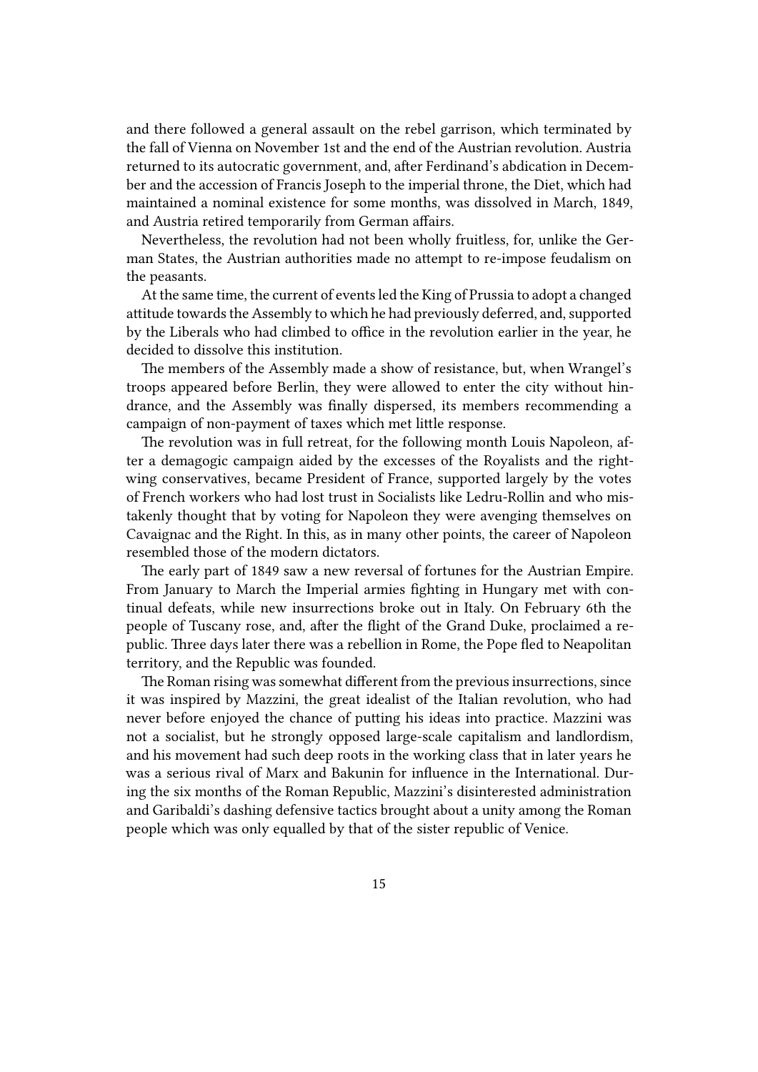and there followed a general assault on the rebel garrison, which terminated by the fall of Vienna on November 1st and the end of the Austrian revolution. Austria returned to its autocratic government, and, after Ferdinand's abdication in December and the accession of Francis Joseph to the imperial throne, the Diet, which had maintained a nominal existence for some months, was dissolved in March, 1849, and Austria retired temporarily from German affairs.

Nevertheless, the revolution had not been wholly fruitless, for, unlike the German States, the Austrian authorities made no attempt to re-impose feudalism on the peasants.

At the same time, the current of events led the King of Prussia to adopt a changed attitude towards the Assembly to which he had previously deferred, and, supported by the Liberals who had climbed to office in the revolution earlier in the year, he decided to dissolve this institution.

The members of the Assembly made a show of resistance, but, when Wrangel's troops appeared before Berlin, they were allowed to enter the city without hindrance, and the Assembly was finally dispersed, its members recommending a campaign of non-payment of taxes which met little response.

The revolution was in full retreat, for the following month Louis Napoleon, after a demagogic campaign aided by the excesses of the Royalists and the right-wing conservatives, became President of France, supported largely by the votes of French workers who had lost trust in Socialists like Ledru-Rollin and who mistakenly thought that by voting for Napoleon they were avenging themselves on Cavaignac and the Right. In this, as in many other points, the career of Napoleon resembled those of the modern dictators.

The early part of 1849 saw a new reversal of fortunes for the Austrian Empire. From January to March the Imperial armies fighting in Hungary met with continual defeats, while new insurrections broke out in Italy. On February 6th the people of Tuscany rose, and, after the flight of the Grand Duke, proclaimed a republic. Three days later there was a rebellion in Rome, the Pope fled to Neapolitan territory, and the Republic was founded.

The Roman rising was somewhat different from the previous insurrections, since it was inspired by Mazzini, the great idealist of the Italian revolution, who had never before enjoyed the chance of putting his ideas into practice. Mazzini was not a socialist, but he strongly opposed large-scale capitalism and landlordism, and his movement had such deep roots in the working class that in later years he was a serious rival of Marx and Bakunin for influence in the International. During the six months of the Roman Republic, Mazzini's disinterested administration and Garibaldi's dashing defensive tactics brought about a unity among the Roman people which was only equalled by that of the sister republic of Venice.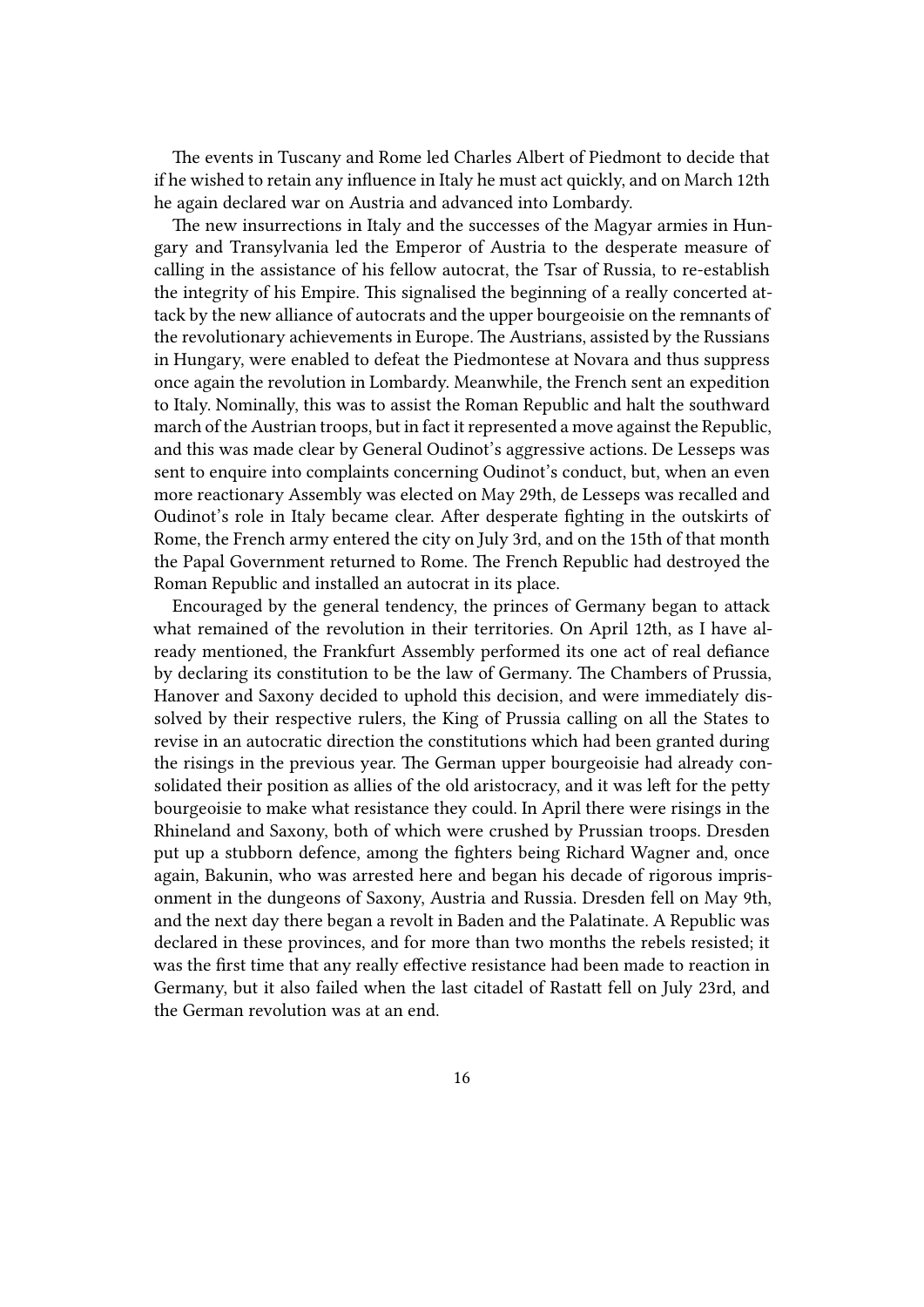The events in Tuscany and Rome led Charles Albert of Piedmont to decide that if he wished to retain any influence in Italy he must act quickly, and on March 12th he again declared war on Austria and advanced into Lombardy.

The new insurrections in Italy and the successes of the Magyar armies in Hungary and Transylvania led the Emperor of Austria to the desperate measure of calling in the assistance of his fellow autocrat, the Tsar of Russia, to re-establish the integrity of his Empire. This signalised the beginning of a really concerted attack by the new alliance of autocrats and the upper bourgeoisie on the remnants of the revolutionary achievements in Europe. The Austrians, assisted by the Russians in Hungary, were enabled to defeat the Piedmontese at Novara and thus suppress once again the revolution in Lombardy. Meanwhile, the French sent an expedition to Italy. Nominally, this was to assist the Roman Republic and halt the southward march of the Austrian troops, but in fact it represented a move against the Republic, and this was made clear by General Oudinot's aggressive actions. De Lesseps was sent to enquire into complaints concerning Oudinot's conduct, but, when an even more reactionary Assembly was elected on May 29th, de Lesseps was recalled and Oudinot's role in Italy became clear. After desperate fighting in the outskirts of Rome, the French army entered the city on July 3rd, and on the 15th of that month the Papal Government returned to Rome. The French Republic had destroyed the Roman Republic and installed an autocrat in its place.

Encouraged by the general tendency, the princes of Germany began to attack what remained of the revolution in their territories. On April 12th, as I have already mentioned, the Frankfurt Assembly performed its one act of real defiance by declaring its constitution to be the law of Germany. The Chambers of Prussia, Hanover and Saxony decided to uphold this decision, and were immediately dissolved by their respective rulers, the King of Prussia calling on all the States to revise in an autocratic direction the constitutions which had been granted during the risings in the previous year. The German upper bourgeoisie had already consolidated their position as allies of the old aristocracy, and it was left for the petty bourgeoisie to make what resistance they could. In April there were risings in the Rhineland and Saxony, both of which were crushed by Prussian troops. Dresden put up a stubborn defence, among the fighters being Richard Wagner and, once again, Bakunin, who was arrested here and began his decade of rigorous imprisonment in the dungeons of Saxony, Austria and Russia. Dresden fell on May 9th, and the next day there began a revolt in Baden and the Palatinate. A Republic was declared in these provinces, and for more than two months the rebels resisted; it was the first time that any really effective resistance had been made to reaction in Germany, but it also failed when the last citadel of Rastatt fell on July 23rd, and the German revolution was at an end.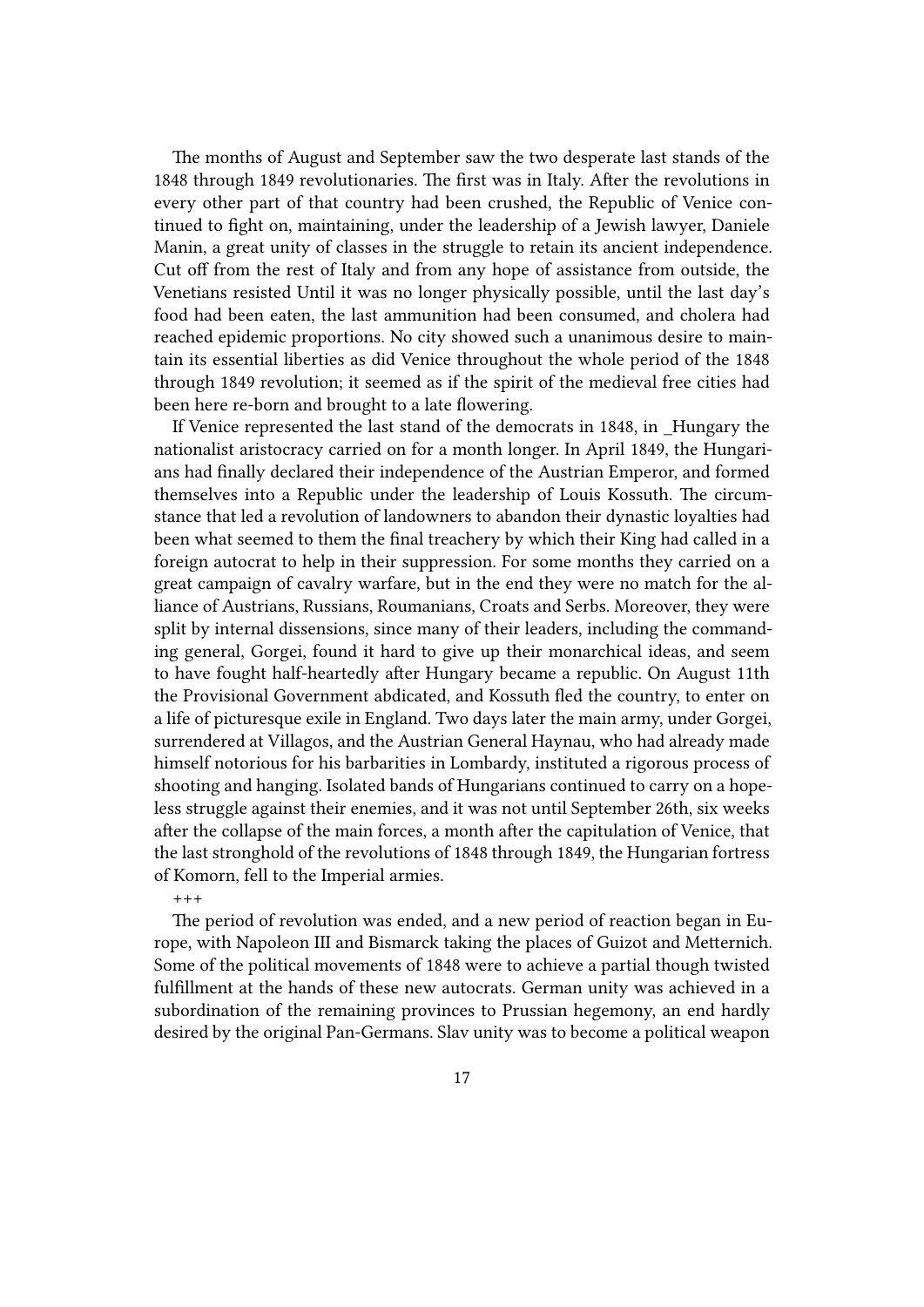The months of August and September saw the two desperate last stands of the 1848 through 1849 revolutionaries. The first was in Italy. After the revolutions in every other part of that country had been crushed, the Republic of Venice continued to fight on, maintaining, under the leadership of a Jewish lawyer, Daniele Manin, a great unity of classes in the struggle to retain its ancient independence. Cut off from the rest of Italy and from any hope of assistance from outside, the Venetians resisted Until it was no longer physically possible, until the last day's food had been eaten, the last ammunition had been consumed, and cholera had reached epidemic proportions. No city showed such a unanimous desire to maintain its essential liberties as did Venice throughout the whole period of the 1848 through 1849 revolution; it seemed as if the spirit of the medieval free cities had been here re-born and brought to a late flowering.

If Venice represented the last stand of the democrats in 1848, in _Hungary the nationalist aristocracy carried on for a month longer. In April 1849, the Hungarians had finally declared their independence of the Austrian Emperor, and formed themselves into a Republic under the leadership of Louis Kossuth. The circumstance that led a revolution of landowners to abandon their dynastic loyalties had been what seemed to them the final treachery by which their King had called in a foreign autocrat to help in their suppression. For some months they carried on a great campaign of cavalry warfare, but in the end they were no match for the alliance of Austrians, Russians, Roumanians, Croats and Serbs. Moreover, they were split by internal dissensions, since many of their leaders, including the commanding general, Gorgei, found it hard to give up their monarchical ideas, and seem to have fought half-heartedly after Hungary became a republic. On August 11th the Provisional Government abdicated, and Kossuth fled the country, to enter on a life of picturesque exile in England. Two days later the main army, under Gorgei, surrendered at Villagos, and the Austrian General Haynau, who had already made himself notorious for his barbarities in Lombardy, instituted a rigorous process of shooting and hanging. Isolated bands of Hungarians continued to carry on a hopeless struggle against their enemies, and it was not until September 26th, six weeks after the collapse of the main forces, a month after the capitulation of Venice, that the last stronghold of the revolutions of 1848 through 1849, the Hungarian fortress of Komorn, fell to the Imperial armies.

+++

The period of revolution was ended, and a new period of reaction began in Europe, with Napoleon III and Bismarck taking the places of Guizot and Metternich. Some of the political movements of 1848 were to achieve a partial though twisted fulfillment at the hands of these new autocrats. German unity was achieved in a subordination of the remaining provinces to Prussian hegemony, an end hardly desired by the original Pan-Germans. Slav unity was to become a political weapon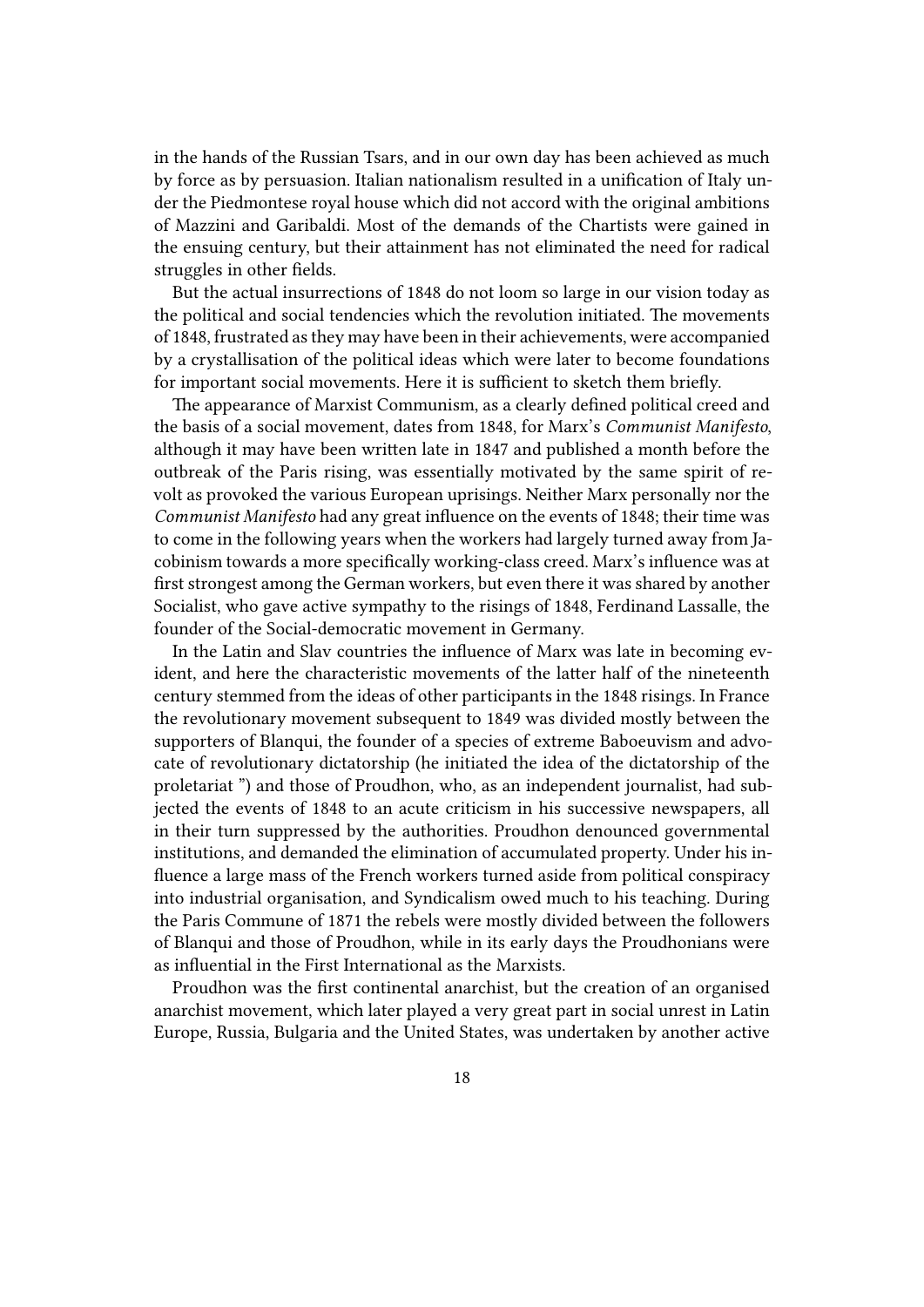in the hands of the Russian Tsars, and in our own day has been achieved as much by force as by persuasion. Italian nationalism resulted in a unification of Italy under the Piedmontese royal house which did not accord with the original ambitions of Mazzini and Garibaldi. Most of the demands of the Chartists were gained in the ensuing century, but their attainment has not eliminated the need for radical struggles in other fields.

But the actual insurrections of 1848 do not loom so large in our vision today as the political and social tendencies which the revolution initiated. The movements of 1848, frustrated as they may have been in their achievements, were accompanied by a crystallisation of the political ideas which were later to become foundations for important social movements. Here it is sufficient to sketch them briefly.

The appearance of Marxist Communism, as a clearly defined political creed and the basis of a social movement, dates from 1848, for Marx's *Communist Manifesto*, although it may have been written late in 1847 and published a month before the outbreak of the Paris rising, was essentially motivated by the same spirit of revolt as provoked the various European uprisings. Neither Marx personally nor the *Communist Manifesto* had any great influence on the events of 1848; their time was to come in the following years when the workers had largely turned away from Jacobinism towards a more specifically working-class creed. Marx's influence was at first strongest among the German workers, but even there it was shared by another Socialist, who gave active sympathy to the risings of 1848, Ferdinand Lassalle, the founder of the Social-democratic movement in Germany.

In the Latin and Slav countries the influence of Marx was late in becoming evident, and here the characteristic movements of the latter half of the nineteenth century stemmed from the ideas of other participants in the 1848 risings. In France the revolutionary movement subsequent to 1849 was divided mostly between the supporters of Blanqui, the founder of a species of extreme Baboeuvism and advocate of revolutionary dictatorship (he initiated the idea of the dictatorship of the proletariat ") and those of Proudhon, who, as an independent journalist, had subjected the events of 1848 to an acute criticism in his successive newspapers, all in their turn suppressed by the authorities. Proudhon denounced governmental institutions, and demanded the elimination of accumulated property. Under his influence a large mass of the French workers turned aside from political conspiracy into industrial organisation, and Syndicalism owed much to his teaching. During the Paris Commune of 1871 the rebels were mostly divided between the followers of Blanqui and those of Proudhon, while in its early days the Proudhonians were as influential in the First International as the Marxists.

Proudhon was the first continental anarchist, but the creation of an organised anarchist movement, which later played a very great part in social unrest in Latin Europe, Russia, Bulgaria and the United States, was undertaken by another active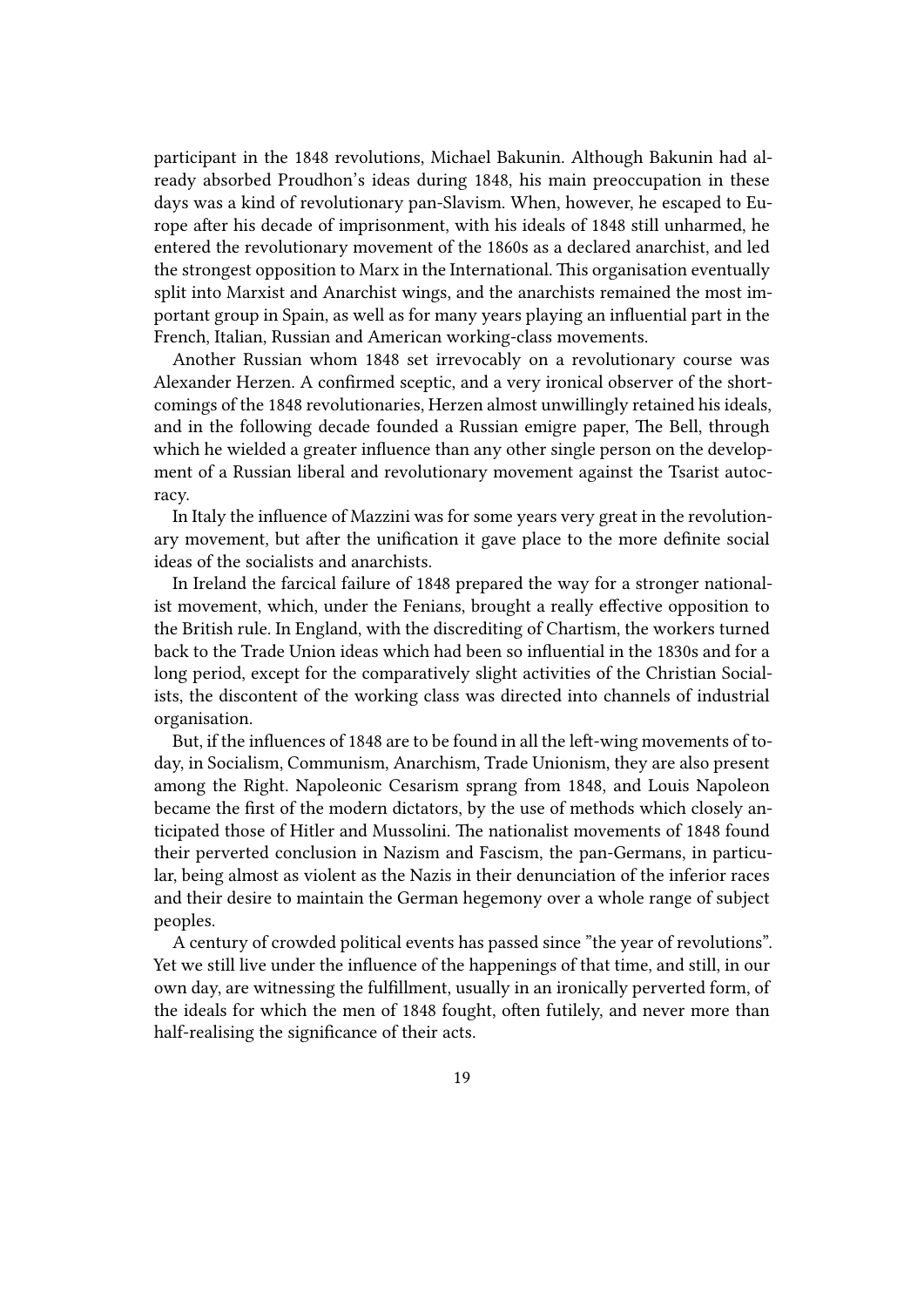participant in the 1848 revolutions, Michael Bakunin. Although Bakunin had already absorbed Proudhon's ideas during 1848, his main preoccupation in these days was a kind of revolutionary pan-Slavism. When, however, he escaped to Europe after his decade of imprisonment, with his ideals of 1848 still unharmed, he entered the revolutionary movement of the 1860s as a declared anarchist, and led the strongest opposition to Marx in the International. This organisation eventually split into Marxist and Anarchist wings, and the anarchists remained the most important group in Spain, as well as for many years playing an influential part in the French, Italian, Russian and American working-class movements.

Another Russian whom 1848 set irrevocably on a revolutionary course was Alexander Herzen. A confirmed sceptic, and a very ironical observer of the shortcomings of the 1848 revolutionaries, Herzen almost unwillingly retained his ideals, and in the following decade founded a Russian emigre paper, The Bell, through which he wielded a greater influence than any other single person on the development of a Russian liberal and revolutionary movement against the Tsarist autocracy.

In Italy the influence of Mazzini was for some years very great in the revolutionary movement, but after the unification it gave place to the more definite social ideas of the socialists and anarchists.

In Ireland the farcical failure of 1848 prepared the way for a stronger nationalist movement, which, under the Fenians, brought a really effective opposition to the British rule. In England, with the discrediting of Chartism, the workers turned back to the Trade Union ideas which had been so influential in the 1830s and for a long period, except for the comparatively slight activities of the Christian Socialists, the discontent of the working class was directed into channels of industrial organisation.

But, if the influences of 1848 are to be found in all the left-wing movements of today, in Socialism, Communism, Anarchism, Trade Unionism, they are also present among the Right. Napoleonic Cesarism sprang from 1848, and Louis Napoleon became the first of the modern dictators, by the use of methods which closely anticipated those of Hitler and Mussolini. The nationalist movements of 1848 found their perverted conclusion in Nazism and Fascism, the pan-Germans, in particular, being almost as violent as the Nazis in their denunciation of the inferior races and their desire to maintain the German hegemony over a whole range of subject peoples.

A century of crowded political events has passed since "the year of revolutions". Yet we still live under the influence of the happenings of that time, and still, in our own day, are witnessing the fulfillment, usually in an ironically perverted form, of the ideals for which the men of 1848 fought, often futilely, and never more than half-realising the significance of their acts.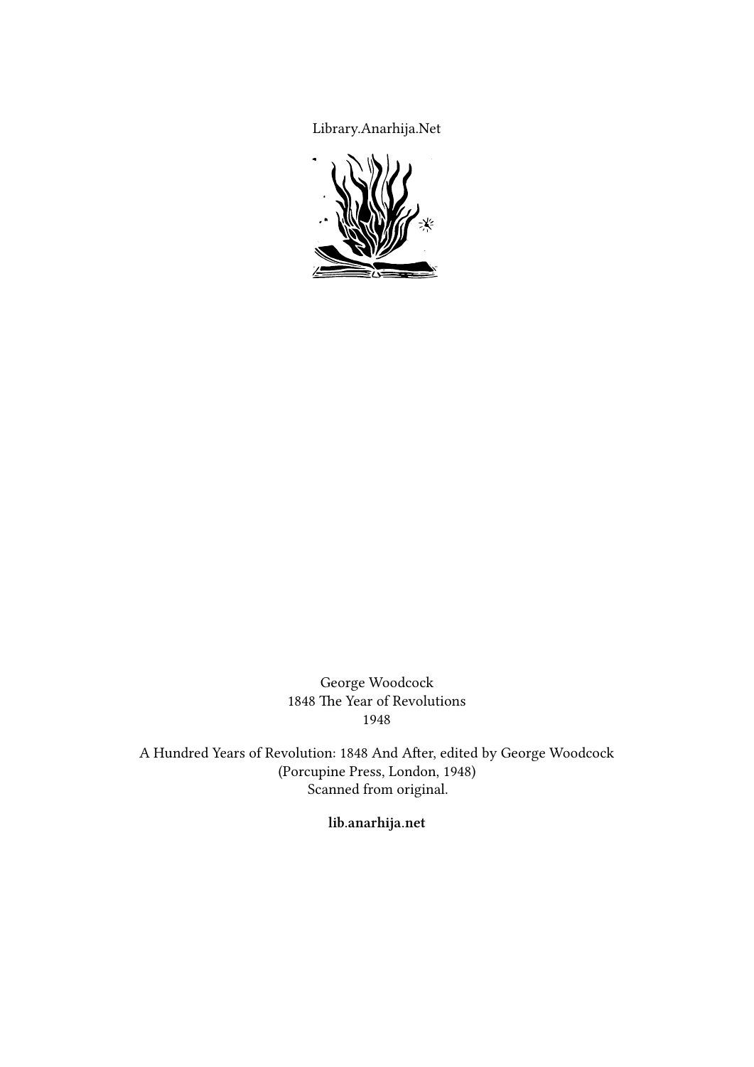Library.Anarhija.Net

George Woodcock
1848 The Year of Revolutions
1948

A Hundred Years of Revolution: 1848 And After, edited by George Woodcock
(Porcupine Press, London, 1948)
Scanned from original.

**lib.anarhija.net**